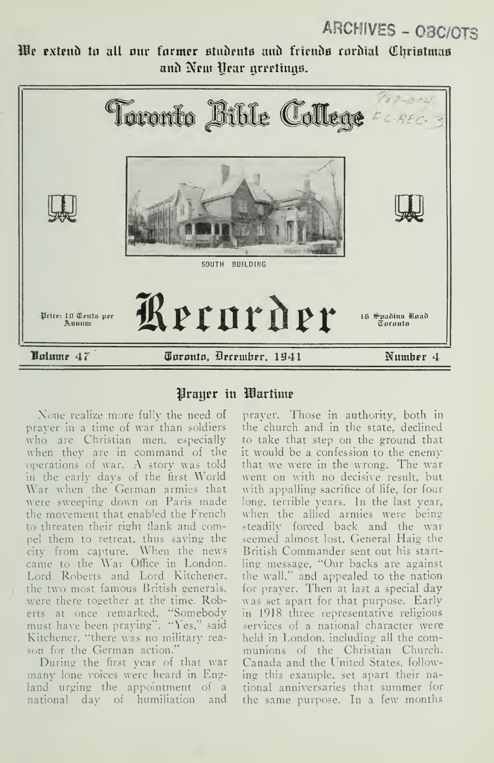ARCHIVES - OBC/OTS

We extend to all our former students and friends cordial Christmas and New Year greetings.

# Toronto Bible College

SOUTH BUILDING

# Recorder

Price: 10 Cents per Annum

16 Spadina Road Toronto

Volume 47 — Toronto, December, 1941 — Number 4

## Prayer in Wartime

None realize more fully the need of prayer in a time of war than soldiers who are Christian men, especially when they are in command of the operations of war. A story was told in the early days of the first World War when the German armies that were sweeping down on Paris made the movement that enabled the French to threaten their right flank and compel them to retreat, thus saving the city from capture. When the news came to the War Office in London, Lord Roberts and Lord Kitchener, the two most famous British generals, were there together at the time. Roberts at once remarked, "Somebody must have been praying". "Yes," said Kitchener, "there was no military reason for the German action."

During the first year of that war many lone voices were heard in England urging the appointment of a national day of humiliation and prayer. Those in authority, both in the church and in the state, declined to take that step on the ground that it would be a confession to the enemy that we were in the wrong. The war went on with no decisive result, but with appalling sacrifice of life, for four long, terrible years. In the last year, when the allied armies were being steadily forced back and the war seemed almost lost, General Haig the British Commander sent out his startling message, "Our backs are against the wall," and appealed to the nation for prayer. Then at last a special day was set apart for that purpose. Early in 1918 three representative religious services of a national character were held in London, including all the communions of the Christian Church. Canada and the United States, following this example, set apart their national anniversaries that summer for the same purpose. In a few months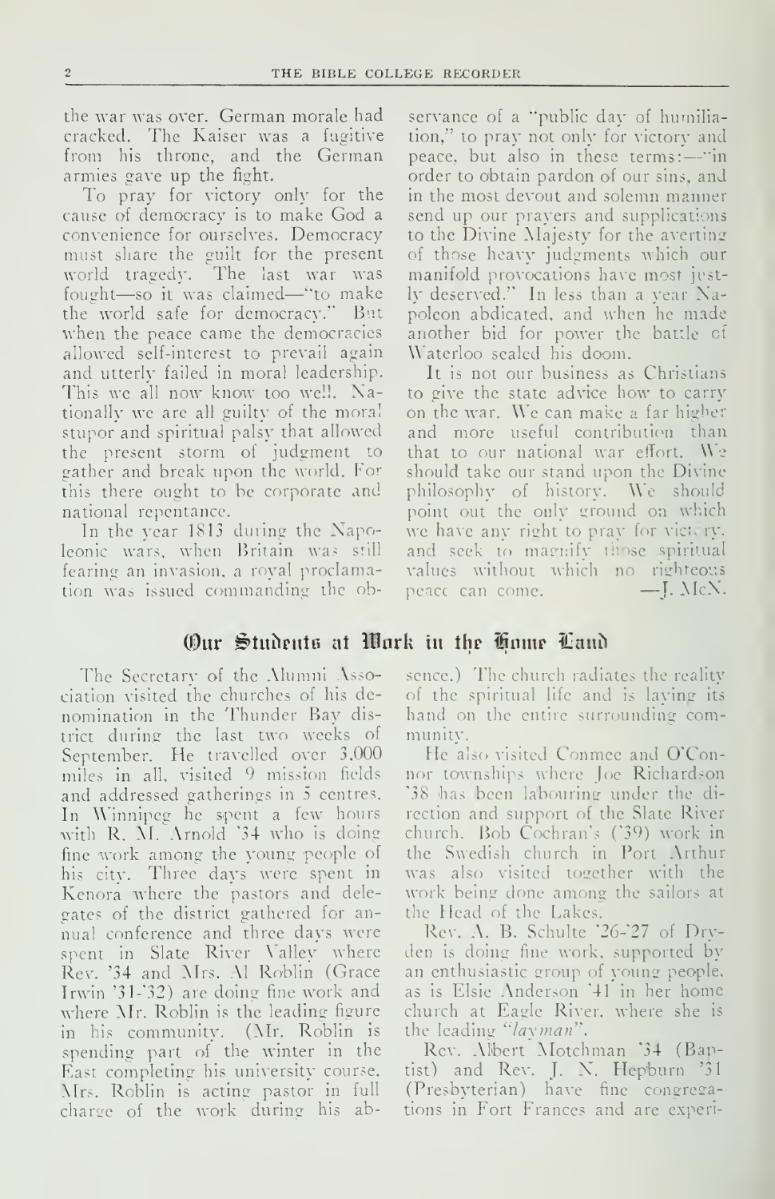the war was over. German morale had cracked. The Kaiser was a fugitive from his throne, and the German armies gave up the fight.

To pray for victory only for the cause of democracy is to make God a convenience for ourselves. Democracy must share the guilt for the present world tragedy. The last war was fought—so it was claimed—"to make the world safe for democracy." But when the peace came the democracies allowed self-interest to prevail again and utterly failed in moral leadership. This we all now know too well. Nationally we are all guilty of the moral stupor and spiritual palsy that allowed the present storm of judgment to gather and break upon the world. For this there ought to be corporate and national repentance.

In the year 1813 during the Napoleonic wars, when Britain was still fearing an invasion, a royal proclamation was issued commanding the observance of a "public day of humiliation," to pray not only for victory and peace, but also in these terms:—"in order to obtain pardon of our sins, and in the most devout and solemn manner send up our prayers and supplications to the Divine Majesty for the averting of those heavy judgments which our manifold provocations have most justly deserved." In less than a year Napoleon abdicated, and when he made another bid for power the battle of Waterloo sealed his doom.

It is not our business as Christians to give the state advice how to carry on the war. We can make a far higher and more useful contribution than that to our national war effort. We should take our stand upon the Divine philosophy of history. We should point out the only ground on which we have any right to pray for victory, and seek to magnify those spiritual values without which no righteous peace can come. —J. McN.

## Our Students at Work in the Home Land

The Secretary of the Alumni Association visited the churches of his denomination in the Thunder Bay district during the last two weeks of September. He travelled over 3,000 miles in all, visited 9 mission fields and addressed gatherings in 5 centres. In Winnipeg he spent a few hours with R. M. Arnold '34 who is doing fine work among the young people of his city. Three days were spent in Kenora where the pastors and delegates of the district gathered for annual conference and three days were spent in Slate River Valley where Rev. '34 and Mrs. Al Roblin (Grace Irwin '31-'32) are doing fine work and where Mr. Roblin is the leading figure in his community. (Mr. Roblin is spending part of the winter in the East completing his university course. Mrs. Roblin is acting pastor in full charge of the work during his absence.) The church radiates the reality of the spiritual life and is laying its hand on the entire surrounding community.

He also visited Conmee and O'Connor townships where Joe Richardson '38 has been labouring under the direction and support of the Slate River church. Bob Cochran's ('39) work in the Swedish church in Port Arthur was also visited together with the work being done among the sailors at the Head of the Lakes.

Rev. A. B. Schulte '26-'27 of Dryden is doing fine work, supported by an enthusiastic group of young people, as is Elsie Anderson '41 in her home church at Eagle River, where she is the leading *"layman"*.

Rev. Albert Motchman '34 (Baptist) and Rev. J. N. Hepburn '31 (Presbyterian) have fine congregations in Fort Frances and are experi-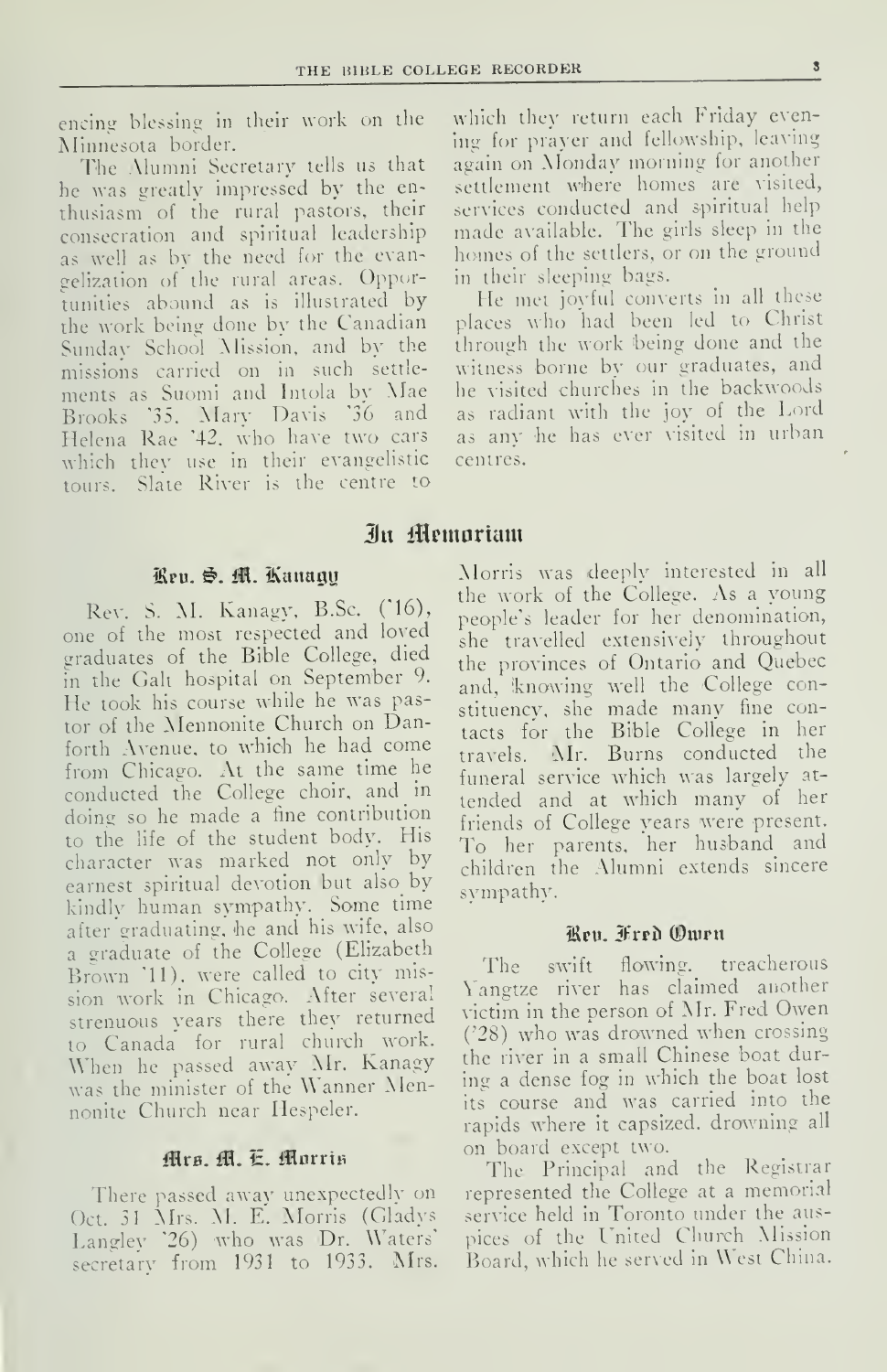encing blessing in their work on the Minnesota border.

The Alumni Secretary tells us that he was greatly impressed by the enthusiasm of the rural pastors, their consecration and spiritual leadership as well as by the need for the evangelization of the rural areas. Opportunities abound as is illustrated by the work being done by the Canadian Sunday School Mission, and by the missions carried on in such settlements as Suomi and Intola by Mae Brooks '35, Mary Davis '36 and Helena Rae '42, who have two cars which they use in their evangelistic tours. Slate River is the centre to which they return each Friday evening for prayer and fellowship, leaving again on Monday morning for another settlement where homes are visited, services conducted and spiritual help made available. The girls sleep in the homes of the settlers, or on the ground in their sleeping bags.

He met joyful converts in all these places who had been led to Christ through the work being done and the witness borne by our graduates, and he visited churches in the backwoods as radiant with the joy of the Lord as any he has ever visited in urban centres.

## In Memoriam

### Rev. S. M. Kanagy

Rev. S. M. Kanagy, B.Sc. ('16), one of the most respected and loved graduates of the Bible College, died in the Galt hospital on September 9. He took his course while he was pastor of the Mennonite Church on Danforth Avenue, to which he had come from Chicago. At the same time he conducted the College choir, and in doing so he made a fine contribution to the life of the student body. His character was marked not only by earnest spiritual devotion but also by kindly human sympathy. Some time after graduating, he and his wife, also a graduate of the College (Elizabeth Brown '11), were called to city mission work in Chicago. After several strenuous years there they returned to Canada for rural church work. When he passed away Mr. Kanagy was the minister of the Wanner Mennonite Church near Hespeler.

### Mrs. M. E. Morris

There passed away unexpectedly on Oct. 31 Mrs. M. E. Morris (Gladys Langley '26) who was Dr. Waters' secretary from 1931 to 1933. Mrs. Morris was deeply interested in all the work of the College. As a young people's leader for her denomination, she travelled extensively throughout the provinces of Ontario and Quebec and, knowing well the College constituency, she made many fine contacts for the Bible College in her travels. Mr. Burns conducted the funeral service which was largely attended and at which many of her friends of College years were present. To her parents, her husband and children the Alumni extends sincere sympathy.

### Rev. Fred Owen

The swift flowing, treacherous Yangtze river has claimed another victim in the person of Mr. Fred Owen ('28) who was drowned when crossing the river in a small Chinese boat during a dense fog in which the boat lost its course and was carried into the rapids where it capsized, drowning all on board except two.

The Principal and the Registrar represented the College at a memorial service held in Toronto under the auspices of the United Church Mission Board, which he served in West China.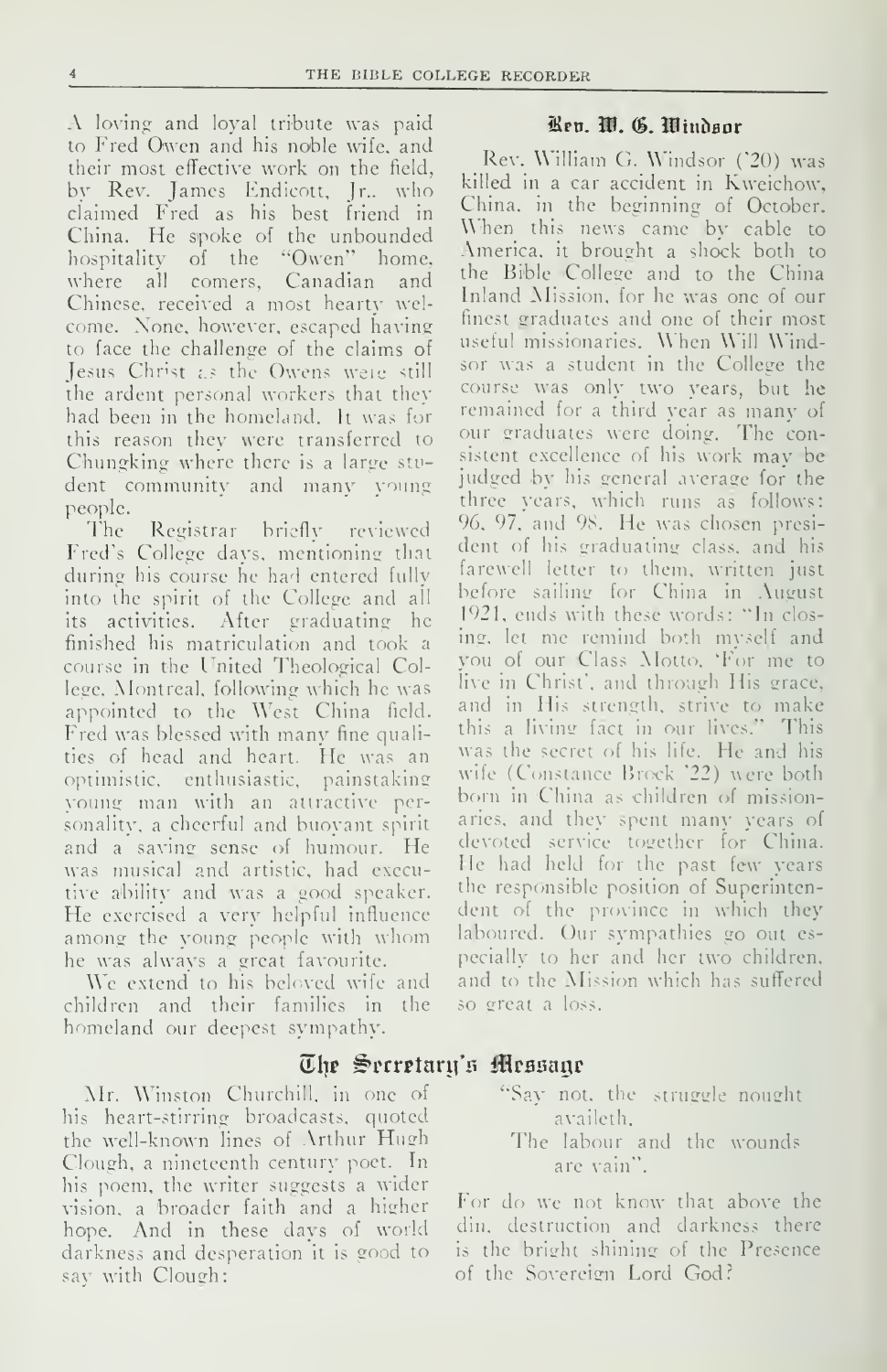A loving and loyal tribute was paid to Fred Owen and his noble wife, and their most effective work on the field, by Rev. James Endicott, Jr., who claimed Fred as his best friend in China. He spoke of the unbounded hospitality of the "Owen" home, where all comers, Canadian and Chinese, received a most hearty welcome. None, however, escaped having to face the challenge of the claims of Jesus Christ as the Owens were still the ardent personal workers that they had been in the homeland. It was for this reason they were transferred to Chungking where there is a large student community and many young people.

The Registrar briefly reviewed Fred's College days, mentioning that during his course he had entered fully into the spirit of the College and all its activities. After graduating he finished his matriculation and took a course in the United Theological College, Montreal, following which he was appointed to the West China field. Fred was blessed with many fine qualities of head and heart. He was an optimistic, enthusiastic, painstaking young man with an attractive personality, a cheerful and buoyant spirit and a saving sense of humour. He was musical and artistic, had executive ability and was a good speaker. He exercised a very helpful influence among the young people with whom he was always a great favourite.

We extend to his beloved wife and children and their families in the homeland our deepest sympathy.

## Rev. W. G. Windsor

Rev. William G. Windsor ('20) was killed in a car accident in Kweichow, China, in the beginning of October. When this news came by cable to America, it brought a shock both to the Bible College and to the China Inland Mission, for he was one of our finest graduates and one of their most useful missionaries. When Will Windsor was a student in the College the course was only two years, but he remained for a third year as many of our graduates were doing. The consistent excellence of his work may be judged by his general average for the three years, which runs as follows: 96, 97, and 98. He was chosen president of his graduating class, and his farewell letter to them, written just before sailing for China in August 1921, ends with these words: "In closing, let me remind both myself and you of our Class Motto, 'For me to live in Christ', and through His grace, and in His strength, strive to make this a living fact in our lives." This was the secret of his life. He and his wife (Constance Brock '22) were both born in China as children of missionaries, and they spent many years of devoted service together for China. He had held for the past few years the responsible position of Superintendent of the province in which they laboured. Our sympathies go out especially to her and her two children, and to the Mission which has suffered so great a loss.

## The Secretary's Message

Mr. Winston Churchill, in one of his heart-stirring broadcasts, quoted the well-known lines of Arthur Hugh Clough, a nineteenth century poet. In his poem, the writer suggests a wider vision, a broader faith and a higher hope. And in these days of world darkness and desperation it is good to say with Clough:

"Say not, the struggle nought
availeth,
The labour and the wounds
are vain".

For do we not know that above the din, destruction and darkness there is the bright shining of the Presence of the Sovereign Lord God?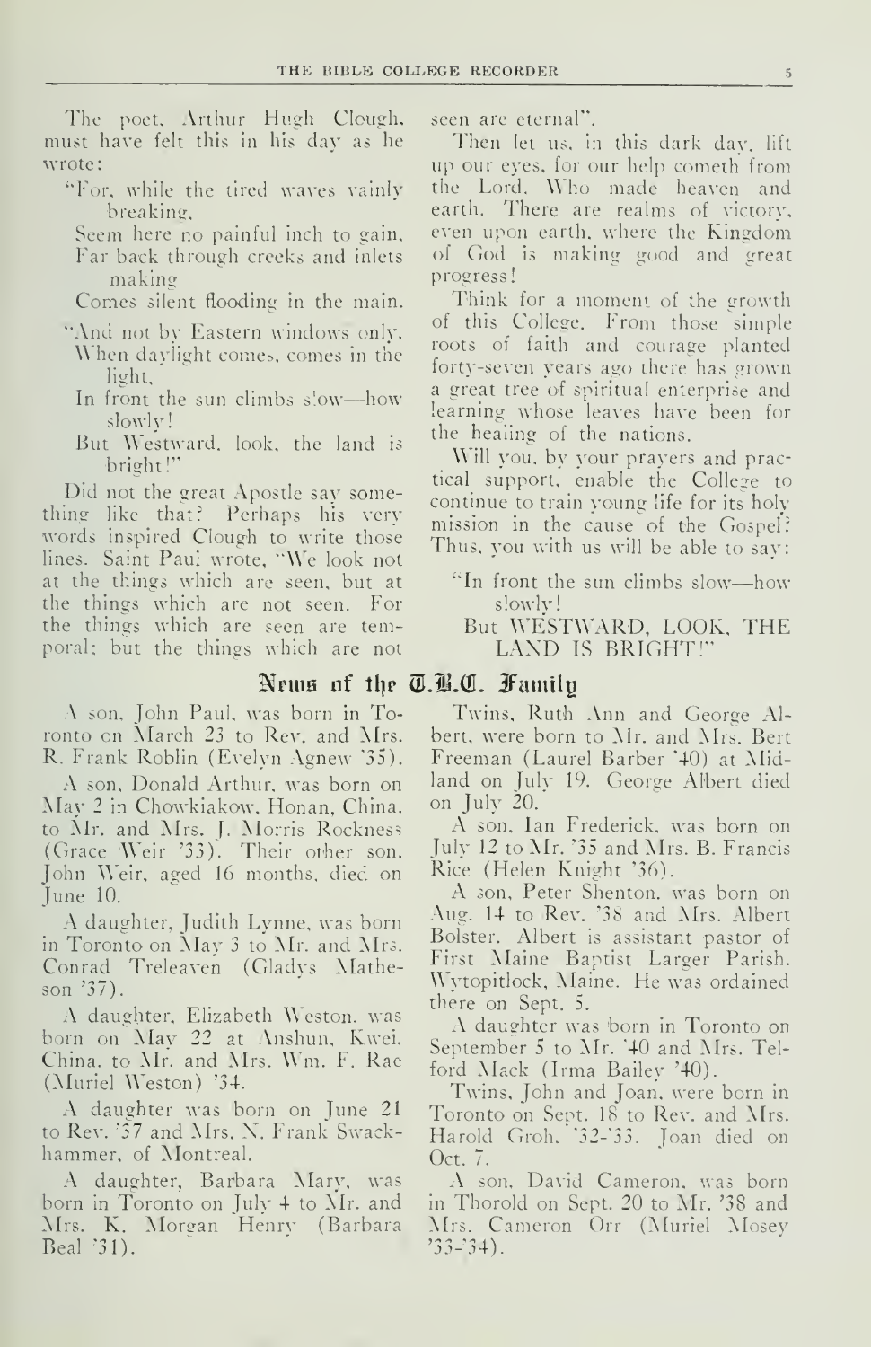The poet, Arthur Hugh Clough, must have felt this in his day as he wrote:

> "For, while the tired waves vainly breaking,
> Seem here no painful inch to gain,
> Far back through creeks and inlets making
> Comes silent flooding in the main.
>
> "And not by Eastern windows only,
> When daylight comes, comes in the light,
> In front the sun climbs slow—how slowly!
> But Westward, look, the land is bright!"

Did not the great Apostle say something like that? Perhaps his very words inspired Clough to write those lines. Saint Paul wrote, "We look not at the things which are seen, but at the things which are not seen. For the things which are seen are temporal; but the things which are not seen are eternal".

Then let us, in this dark day, lift up our eyes, for our help cometh from the Lord, Who made heaven and earth. There are realms of victory, even upon earth, where the Kingdom of God is making good and great progress!

Think for a moment of the growth of this College. From those simple roots of faith and courage planted forty-seven years ago there has grown a great tree of spiritual enterprise and learning whose leaves have been for the healing of the nations.

Will you, by your prayers and practical support, enable the College to continue to train young life for its holy mission in the cause of the Gospel? Thus, you with us will be able to say:

> "In front the sun climbs slow—how slowly!
> But WESTWARD, LOOK, THE LAND IS BRIGHT!"

## News of the T.B.C. Family

A son, John Paul, was born in Toronto on March 23 to Rev. and Mrs. R. Frank Roblin (Evelyn Agnew '35).

A son, Donald Arthur, was born on May 2 in Chowkiakow, Honan, China, to Mr. and Mrs. J. Morris Rockness (Grace Weir '33). Their other son, John Weir, aged 16 months, died on June 10.

A daughter, Judith Lynne, was born in Toronto on May 3 to Mr. and Mrs. Conrad Treleaven (Gladys Matheson '37).

A daughter, Elizabeth Weston, was born on May 22 at Anshun, Kwei, China, to Mr. and Mrs. Wm. F. Rae (Muriel Weston) '34.

A daughter was born on June 21 to Rev. '37 and Mrs. N. Frank Swackhammer, of Montreal.

A daughter, Barbara Mary, was born in Toronto on July 4 to Mr. and Mrs. K. Morgan Henry (Barbara Beal '31).

Twins, Ruth Ann and George Albert, were born to Mr. and Mrs. Bert Freeman (Laurel Barber '40) at Midland on July 19. George Albert died on July 20.

A son, Ian Frederick, was born on July 12 to Mr. '35 and Mrs. B. Francis Rice (Helen Knight '36).

A son, Peter Shenton, was born on Aug. 14 to Rev. '38 and Mrs. Albert Bolster. Albert is assistant pastor of First Maine Baptist Larger Parish, Wytopitlock, Maine. He was ordained there on Sept. 5.

A daughter was born in Toronto on September 5 to Mr. '40 and Mrs. Telford Mack (Irma Bailey '40).

Twins, John and Joan, were born in Toronto on Sept. 18 to Rev. and Mrs. Harold Groh, '32-'33. Joan died on Oct. 7.

A son, David Cameron, was born in Thorold on Sept. 20 to Mr. '38 and Mrs. Cameron Orr (Muriel Mosey '33-'34).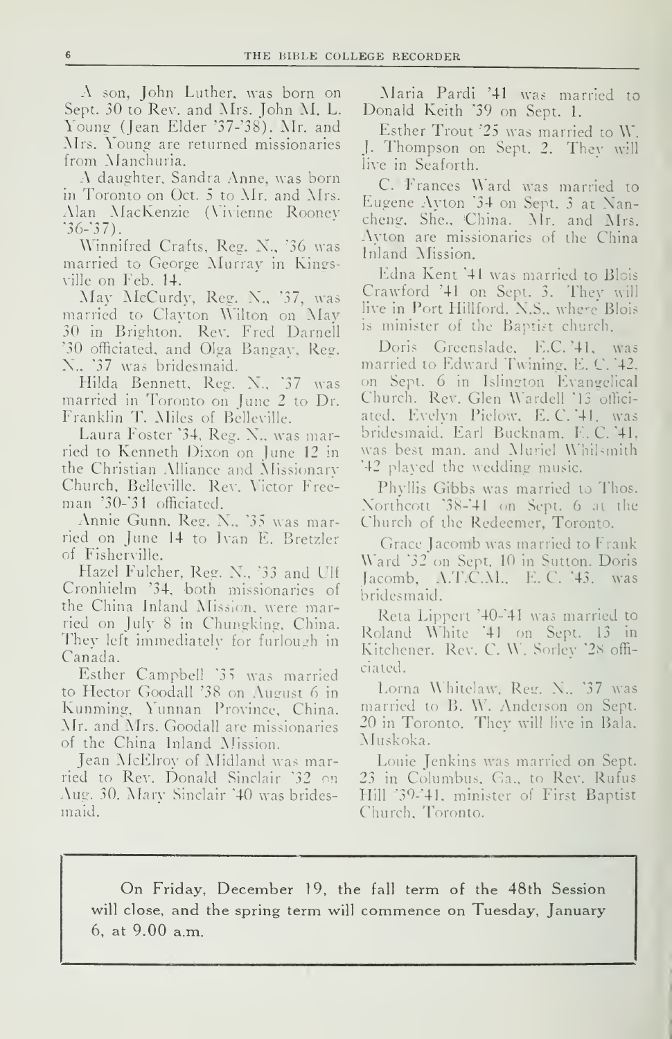A son, John Luther, was born on Sept. 30 to Rev. and Mrs. John M. L. Young (Jean Elder '37-'38). Mr. and Mrs. Young are returned missionaries from Manchuria.

A daughter, Sandra Anne, was born in Toronto on Oct. 5 to Mr. and Mrs. Alan MacKenzie (Vivienne Rooney '36-'37).

Winnifred Crafts, Reg. N., '36 was married to George Murray in Kingsville on Feb. 14.

May McCurdy, Reg. N., '37, was married to Clayton Wilton on May 30 in Brighton. Rev. Fred Darnell '30 officiated, and Olga Bangay, Reg. N., '37 was bridesmaid.

Hilda Bennett, Reg. N., '37 was married in Toronto on June 2 to Dr. Franklin T. Miles of Belleville.

Laura Foster '34, Reg. N., was married to Kenneth Dixon on June 12 in the Christian Alliance and Missionary Church, Belleville. Rev. Victor Freeman '30-'31 officiated.

Annie Gunn, Reg. N., '35 was married on June 14 to Ivan E. Bretzler of Fisherville.

Hazel Fulcher, Reg. N., '33 and Ulf Cronhielm '34, both missionaries of the China Inland Mission, were married on July 8 in Chungking, China. They left immediately for furlough in Canada.

Esther Campbell '35 was married to Hector Goodall '38 on August 6 in Kunming, Yunnan Province, China. Mr. and Mrs. Goodall are missionaries of the China Inland Mission.

Jean McElroy of Midland was married to Rev. Donald Sinclair '32 on Aug. 30. Mary Sinclair '40 was bridesmaid.

Maria Pardi '41 was married to Donald Keith '39 on Sept. 1.

Esther Trout '25 was married to W. J. Thompson on Sept. 2. They will live in Seaforth.

C. Frances Ward was married to Eugene Ayton '34 on Sept. 3 at Nancheng, She., China. Mr. and Mrs. Ayton are missionaries of the China Inland Mission.

Edna Kent '41 was married to Blois Crawford '41 on Sept. 3. They will live in Port Hillford, N.S., where Blois is minister of the Baptist church.

Doris Greenslade, E.C. '41, was married to Edward Twining, E. C. '42, on Sept. 6 in Islington Evangelical Church. Rev. Glen Wardell '13 officiated. Evelyn Pielow, E. C. '41, was bridesmaid. Earl Bucknam, E. C. '41, was best man, and Muriel Whilsmith '42 played the wedding music.

Phyllis Gibbs was married to Thos. Northcott '38-'41 on Sept. 6 at the Church of the Redeemer, Toronto.

Grace Jacomb was married to Frank Ward '32 on Sept. 10 in Sutton. Doris Jacomb, A.T.C.M., E. C. '43, was bridesmaid.

Reta Lippert '40-'41 was married to Roland White '41 on Sept. 13 in Kitchener. Rev. C. W. Sorley '28 officiated.

Lorna Whitelaw, Reg. N., '37 was married to B. W. Anderson on Sept. 20 in Toronto. They will live in Bala, Muskoka.

Louie Jenkins was married on Sept. 23 in Columbus, Ga., to Rev. Rufus Hill '39-'41, minister of First Baptist Church, Toronto.

On Friday, December 19, the fall term of the 48th Session will close, and the spring term will commence on Tuesday, January 6, at 9.00 a.m.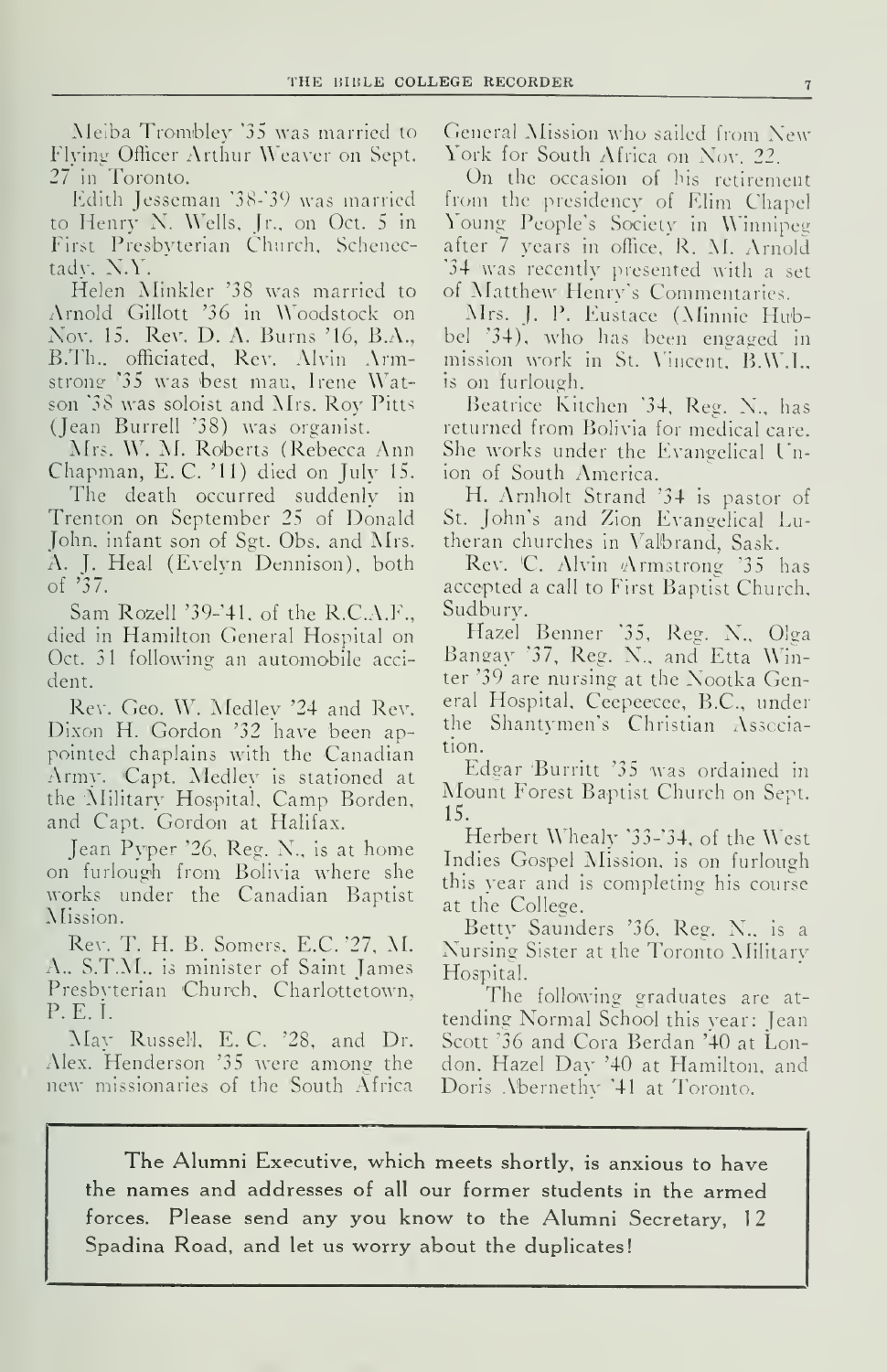Melba Trombley '35 was married to Flying Officer Arthur Weaver on Sept. 27 in Toronto.

Edith Jesseman '38-'39 was married to Henry N. Wells, Jr., on Oct. 5 in First Presbyterian Church, Schenectady, N.Y.

Helen Minkler '38 was married to Arnold Gillott '36 in Woodstock on Nov. 15. Rev. D. A. Burns '16, B.A., B.Th., officiated, Rev. Alvin Armstrong '35 was best man, Irene Watson '38 was soloist and Mrs. Roy Pitts (Jean Burrell '38) was organist.

Mrs. W. M. Roberts (Rebecca Ann Chapman, E. C. '11) died on July 15.

The death occurred suddenly in Trenton on September 25 of Donald John, infant son of Sgt. Obs. and Mrs. A. J. Heal (Evelyn Dennison), both of '37.

Sam Rozell '39-'41, of the R.C.A.F., died in Hamilton General Hospital on Oct. 31 following an automobile accident.

Rev. Geo. W. Medley '24 and Rev. Dixon H. Gordon '32 have been appointed chaplains with the Canadian Army. Capt. Medley is stationed at the Military Hospital, Camp Borden, and Capt. Gordon at Halifax.

Jean Pyper '26, Reg. N., is at home on furlough from Bolivia where she works under the Canadian Baptist Mission.

Rev. T. H. B. Somers, E.C. '27, M. A., S.T.M., is minister of Saint James Presbyterian Church, Charlottetown, P. E. I.

May Russell, E. C. '28, and Dr. Alex. Henderson '35 were among the new missionaries of the South Africa General Mission who sailed from New York for South Africa on Nov. 22.

On the occasion of his retirement from the presidency of Elim Chapel Young People's Society in Winnipeg after 7 years in office, R. M. Arnold '34 was recently presented with a set of Matthew Henry's Commentaries.

Mrs. J. P. Eustace (Minnie Hubbel '34), who has been engaged in mission work in St. Vincent, B.W.I., is on furlough.

Beatrice Kitchen '34, Reg. N., has returned from Bolivia for medical care. She works under the Evangelical Union of South America.

H. Arnholt Strand '34 is pastor of St. John's and Zion Evangelical Lutheran churches in Valbrand, Sask.

Rev. C. Alvin Armstrong '35 has accepted a call to First Baptist Church, Sudbury.

Hazel Benner '35, Reg. N., Olga Bangay '37, Reg. N., and Etta Winter '39 are nursing at the Nootka General Hospital, Ceepeecee, B.C., under the Shantymen's Christian Association.

Edgar Burritt '35 was ordained in Mount Forest Baptist Church on Sept. 15.

Herbert Whealy '33-'34, of the West Indies Gospel Mission, is on furlough this year and is completing his course at the College.

Betty Saunders '36, Reg. N., is a Nursing Sister at the Toronto Military Hospital.

The following graduates are attending Normal School this year: Jean Scott '36 and Cora Berdan '40 at London, Hazel Day '40 at Hamilton, and Doris Abernethy '41 at Toronto.

The Alumni Executive, which meets shortly, is anxious to have the names and addresses of all our former students in the armed forces. Please send any you know to the Alumni Secretary, 12 Spadina Road, and let us worry about the duplicates!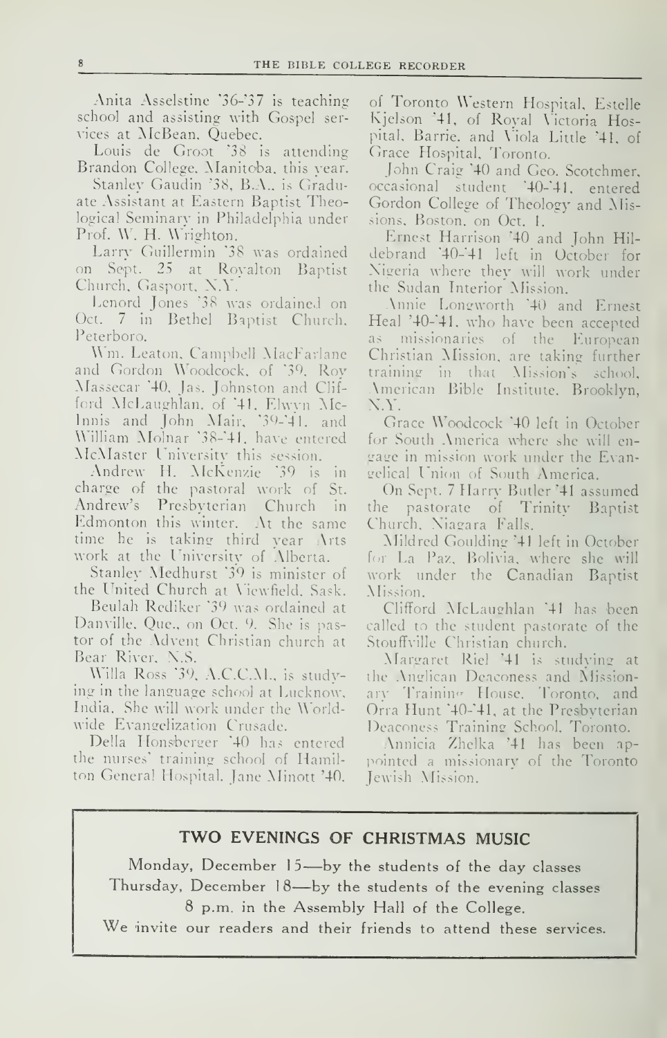Anita Asselstine '36-'37 is teaching school and assisting with Gospel services at McBean, Quebec.

Louis de Groot '38 is attending Brandon College, Manitoba, this year.

Stanley Gaudin '38, B.A., is Graduate Assistant at Eastern Baptist Theological Seminary in Philadelphia under Prof. W. H. Wrighton.

Larry Guillermin '38 was ordained on Sept. 25 at Royalton Baptist Church, Gasport, N.Y.

Lenord Jones '38 was ordained on Oct. 7 in Bethel Baptist Church, Peterboro.

Wm. Leaton, Campbell MacFarlane and Gordon Woodcock, of '39, Roy Massecar '40, Jas. Johnston and Clifford McLaughlan, of '41, Elwyn McInnis and John Mair, '39-'41, and William Molnar '38-'41, have entered McMaster University this session.

Andrew H. McKenzie '39 is in charge of the pastoral work of St. Andrew's Presbyterian Church in Edmonton this winter. At the same time he is taking third year Arts work at the University of Alberta.

Stanley Medhurst '39 is minister of the United Church at Viewfield, Sask.

Beulah Rediker '39 was ordained at Danville, Que., on Oct. 9. She is pastor of the Advent Christian church at Bear River, N.S.

Willa Ross '39, A.C.C.M., is studying in the language school at Lucknow, India. She will work under the Worldwide Evangelization Crusade.

Della Honsberger '40 has entered the nurses' training school of Hamilton General Hospital, Jane Minott '40, of Toronto Western Hospital, Estelle Kjelson '41, of Royal Victoria Hospital, Barrie, and Viola Little '41, of Grace Hospital, Toronto.

John Craig '40 and Geo. Scotchmer, occasional student '40-'41, entered Gordon College of Theology and Missions, Boston, on Oct. 1.

Ernest Harrison '40 and John Hildebrand '40-'41 left in October for Nigeria where they will work under the Sudan Interior Mission.

Annie Longworth '40 and Ernest Heal '40-'41, who have been accepted as missionaries of the European Christian Mission, are taking further training in that Mission's school, American Bible Institute, Brooklyn, N.Y.

Grace Woodcock '40 left in October for South America where she will engage in mission work under the Evangelical Union of South America.

On Sept. 7 Harry Butler '41 assumed the pastorate of Trinity Baptist Church, Niagara Falls.

Mildred Goulding '41 left in October for La Paz, Bolivia, where she will work under the Canadian Baptist Mission.

Clifford McLaughlan '41 has been called to the student pastorate of the Stouffville Christian church.

Margaret Riel '41 is studying at the Anglican Deaconess and Missionary Training House, Toronto, and Orra Hunt '40-'41, at the Presbyterian Deaconess Training School, Toronto.

Annicia Zhelka '41 has been appointed a missionary of the Toronto Jewish Mission.

## TWO EVENINGS OF CHRISTMAS MUSIC

Monday, December 15—by the students of the day classes

Thursday, December 18—by the students of the evening classes

8 p.m. in the Assembly Hall of the College.

We invite our readers and their friends to attend these services.